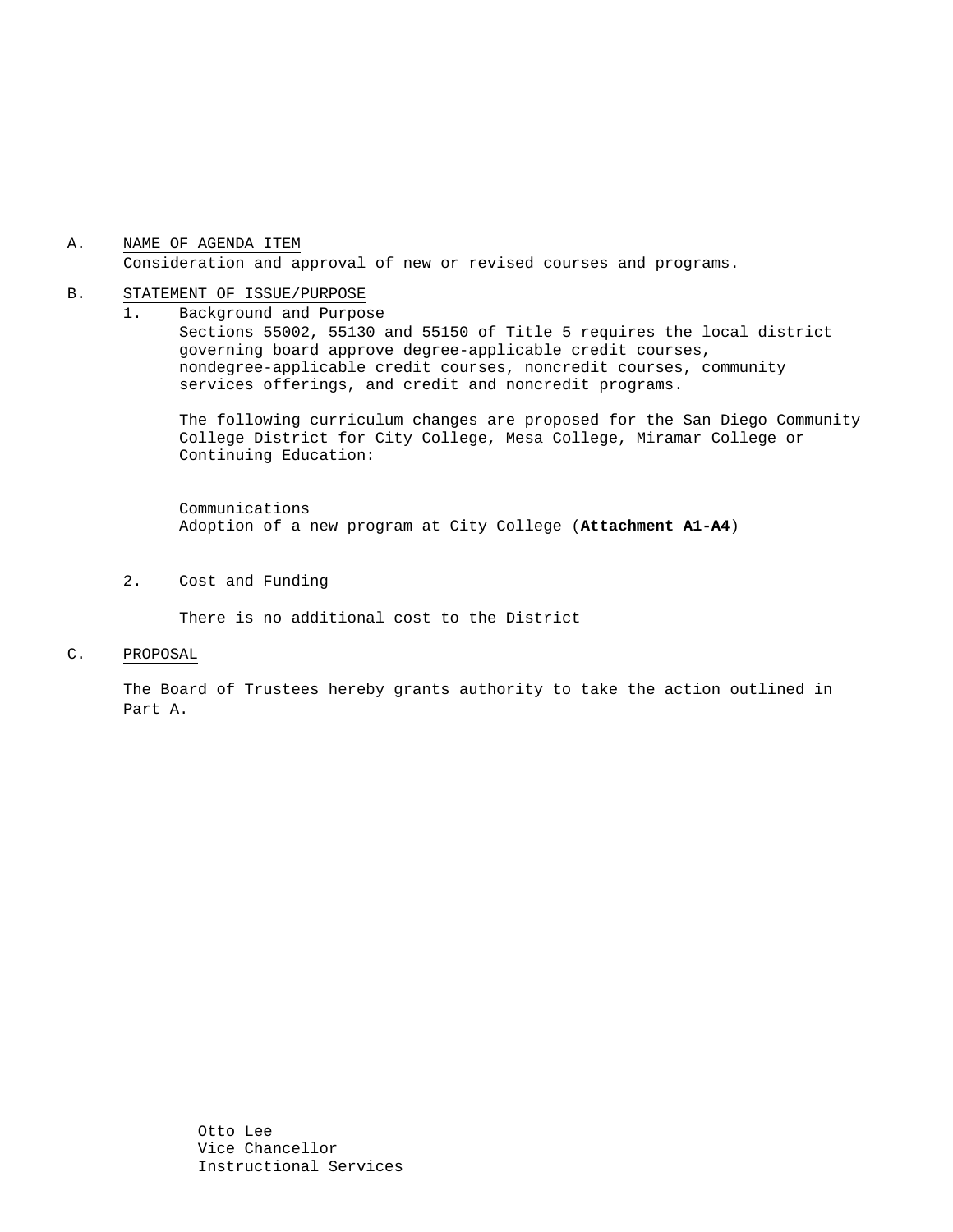A. NAME OF AGENDA ITEM

Consideration and approval of new or revised courses and programs.

B. STATEMENT OF ISSUE/PURPOSE

1. Background and Purpose

   Sections 55002, 55130 and 55150 of Title 5 requires the local district governing board approve degree-applicable credit courses, nondegree-applicable credit courses, noncredit courses, community services offerings, and credit and noncredit programs.

   The following curriculum changes are proposed for the San Diego Community College District for City College, Mesa College, Miramar College or Continuing Education:

   Communications
   Adoption of a new program at City College (**Attachment A1-A4**)

2. Cost and Funding

   There is no additional cost to the District

C. PROPOSAL

The Board of Trustees hereby grants authority to take the action outlined in Part A.

Otto Lee
Vice Chancellor
Instructional Services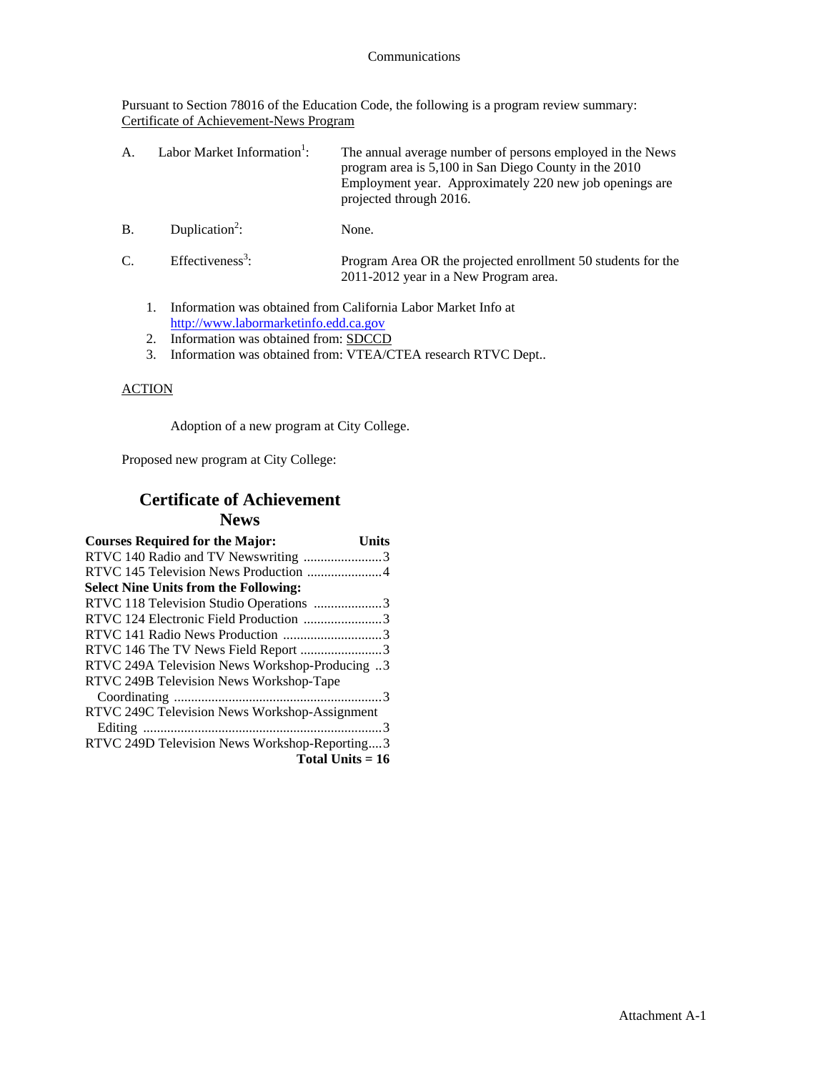Communications

Pursuant to Section 78016 of the Education Code, the following is a program review summary:
Certificate of Achievement-News Program

| | | |
|---|---|---|
| A. | Labor Market Information[1]: | The annual average number of persons employed in the News program area is 5,100 in San Diego County in the 2010 Employment year. Approximately 220 new job openings are projected through 2016. |
| B. | Duplication[2]: | None. |
| C. | Effectiveness[3]: | Program Area OR the projected enrollment 50 students for the 2011-2012 year in a New Program area. |

1. Information was obtained from California Labor Market Info at http://www.labormarketinfo.edd.ca.gov
2. Information was obtained from: SDCCD
3. Information was obtained from: VTEA/CTEA research RTVC Dept..

ACTION

Adoption of a new program at City College.

Proposed new program at City College:

## Certificate of Achievement
## News

| Courses Required for the Major: | Units |
|---|---|
| RTVC 140 Radio and TV Newswriting | 3 |
| RTVC 145 Television News Production | 4 |
| **Select Nine Units from the Following:** | |
| RTVC 118 Television Studio Operations | 3 |
| RTVC 124 Electronic Field Production | 3 |
| RTVC 141 Radio News Production | 3 |
| RTVC 146 The TV News Field Report | 3 |
| RTVC 249A Television News Workshop-Producing | 3 |
| RTVC 249B Television News Workshop-Tape Coordinating | 3 |
| RTVC 249C Television News Workshop-Assignment Editing | 3 |
| RTVC 249D Television News Workshop-Reporting | 3 |
| **Total Units = 16** | |

Attachment A-1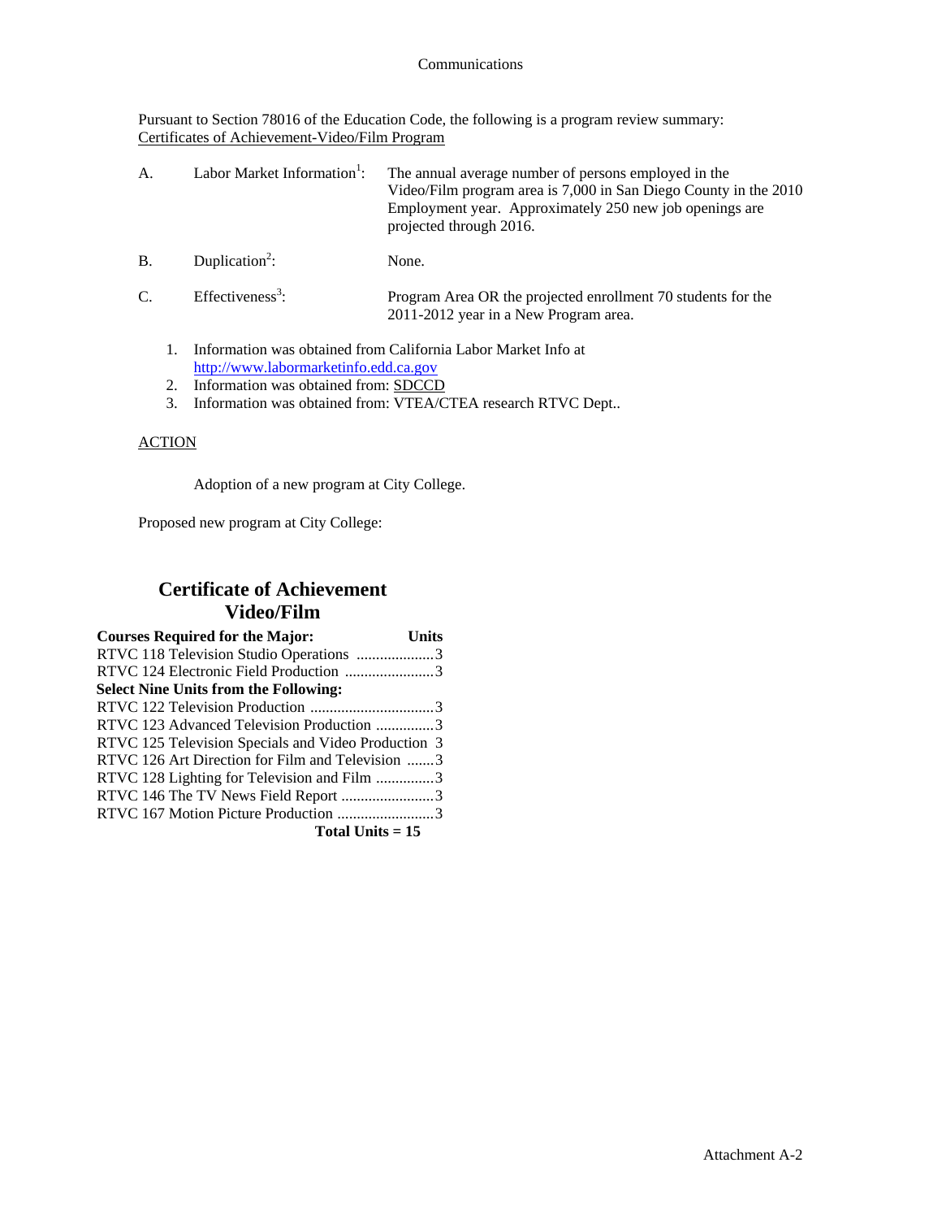Communications

Pursuant to Section 78016 of the Education Code, the following is a program review summary:
Certificates of Achievement-Video/Film Program

| | | |
|---|---|---|
| A. | Labor Market Information[1]: | The annual average number of persons employed in the Video/Film program area is 7,000 in San Diego County in the 2010 Employment year. Approximately 250 new job openings are projected through 2016. |
| B. | Duplication[2]: | None. |
| C. | Effectiveness[3]: | Program Area OR the projected enrollment 70 students for the 2011-2012 year in a New Program area. |

1. Information was obtained from California Labor Market Info at http://www.labormarketinfo.edd.ca.gov
2. Information was obtained from: SDCCD
3. Information was obtained from: VTEA/CTEA research RTVC Dept..

ACTION

Adoption of a new program at City College.

Proposed new program at City College:

## Certificate of Achievement Video/Film

| Courses Required for the Major: | Units |
|---|---|
| RTVC 118 Television Studio Operations | 3 |
| RTVC 124 Electronic Field Production | 3 |
| **Select Nine Units from the Following:** | |
| RTVC 122 Television Production | 3 |
| RTVC 123 Advanced Television Production | 3 |
| RTVC 125 Television Specials and Video Production | 3 |
| RTVC 126 Art Direction for Film and Television | 3 |
| RTVC 128 Lighting for Television and Film | 3 |
| RTVC 146 The TV News Field Report | 3 |
| RTVC 167 Motion Picture Production | 3 |
| **Total Units = 15** | |

Attachment A-2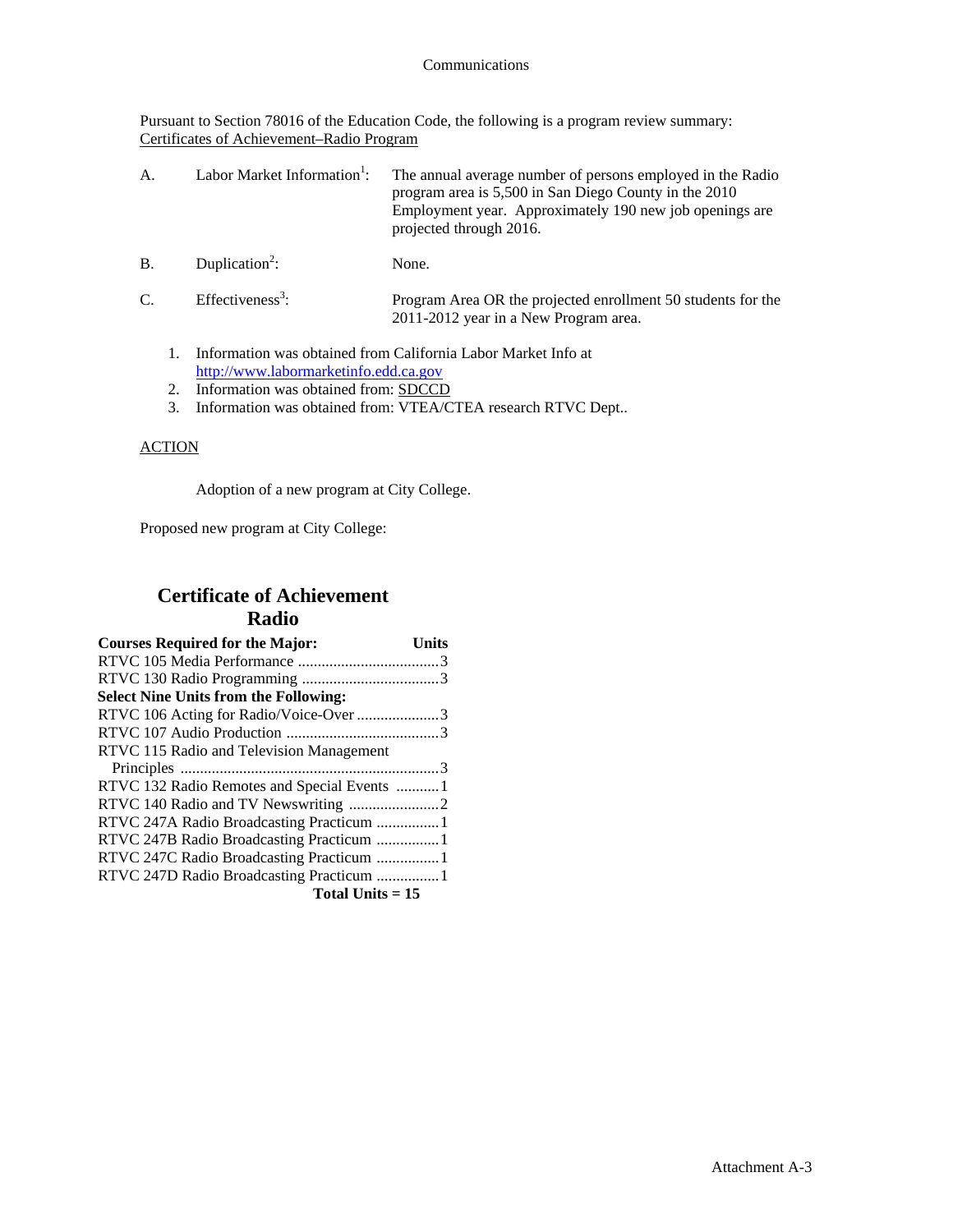Communications

Pursuant to Section 78016 of the Education Code, the following is a program review summary:
Certificates of Achievement–Radio Program

| | | |
|---|---|---|
| A. | Labor Market Information[1]: | The annual average number of persons employed in the Radio program area is 5,500 in San Diego County in the 2010 Employment year. Approximately 190 new job openings are projected through 2016. |
| B. | Duplication[2]: | None. |
| C. | Effectiveness[3]: | Program Area OR the projected enrollment 50 students for the 2011-2012 year in a New Program area. |

1. Information was obtained from California Labor Market Info at http://www.labormarketinfo.edd.ca.gov
2. Information was obtained from: SDCCD
3. Information was obtained from: VTEA/CTEA research RTVC Dept..

ACTION

Adoption of a new program at City College.

Proposed new program at City College:

## Certificate of Achievement Radio

| **Courses Required for the Major:** | **Units** |
|---|---|
| RTVC 105 Media Performance | 3 |
| RTVC 130 Radio Programming | 3 |
| **Select Nine Units from the Following:** | |
| RTVC 106 Acting for Radio/Voice-Over | 3 |
| RTVC 107 Audio Production | 3 |
| RTVC 115 Radio and Television Management Principles | 3 |
| RTVC 132 Radio Remotes and Special Events | 1 |
| RTVC 140 Radio and TV Newswriting | 2 |
| RTVC 247A Radio Broadcasting Practicum | 1 |
| RTVC 247B Radio Broadcasting Practicum | 1 |
| RTVC 247C Radio Broadcasting Practicum | 1 |
| RTVC 247D Radio Broadcasting Practicum | 1 |
| **Total Units = 15** | |

Attachment A-3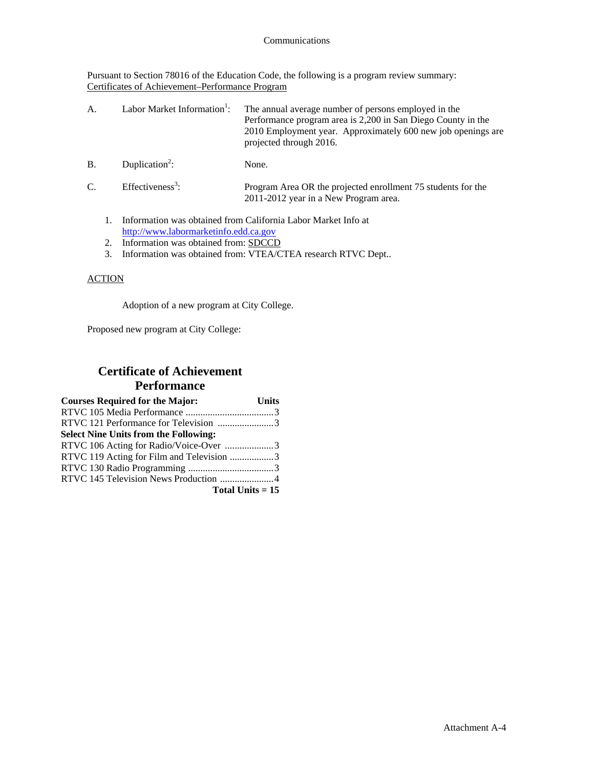Communications

Pursuant to Section 78016 of the Education Code, the following is a program review summary:
Certificates of Achievement–Performance Program

| | | |
|---|---|---|
| A. | Labor Market Information[1]: | The annual average number of persons employed in the Performance program area is 2,200 in San Diego County in the 2010 Employment year. Approximately 600 new job openings are projected through 2016. |
| B. | Duplication[2]: | None. |
| C. | Effectiveness[3]: | Program Area OR the projected enrollment 75 students for the 2011-2012 year in a New Program area. |

1. Information was obtained from California Labor Market Info at http://www.labormarketinfo.edd.ca.gov
2. Information was obtained from: SDCCD
3. Information was obtained from: VTEA/CTEA research RTVC Dept..

ACTION

Adoption of a new program at City College.

Proposed new program at City College:

## Certificate of Achievement Performance

| **Courses Required for the Major:** | **Units** |
|---|---|
| RTVC 105 Media Performance | 3 |
| RTVC 121 Performance for Television | 3 |
| **Select Nine Units from the Following:** | |
| RTVC 106 Acting for Radio/Voice-Over | 3 |
| RTVC 119 Acting for Film and Television | 3 |
| RTVC 130 Radio Programming | 3 |
| RTVC 145 Television News Production | 4 |
| | **Total Units = 15** |

Attachment A-4